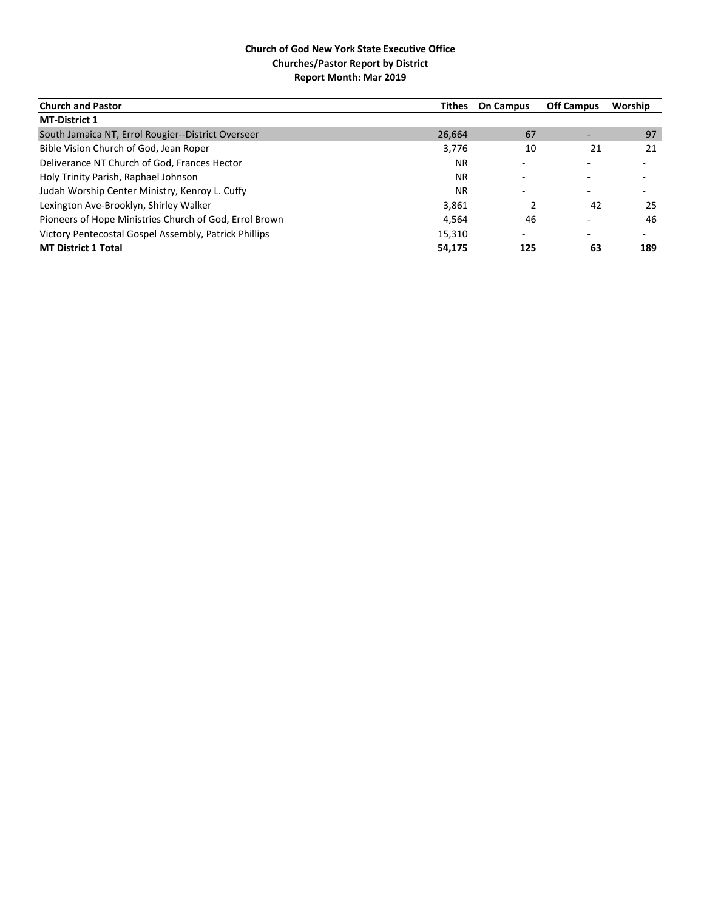**Church of God New York State Executive Office**
**Churches/Pastor Report by District**
**Report Month: Mar 2019**

| Church and Pastor | Tithes | On Campus | Off Campus | Worship |
|---|---|---|---|---|
| **MT-District 1** | | | | |
| South Jamaica NT, Errol Rougier--District Overseer | 26,664 | 67 | - | 97 |
| Bible Vision Church of God, Jean Roper | 3,776 | 10 | 21 | 21 |
| Deliverance NT Church of God, Frances Hector | NR | - | - | - |
| Holy Trinity Parish, Raphael Johnson | NR | - | - | - |
| Judah Worship Center Ministry, Kenroy L. Cuffy | NR | - | - | - |
| Lexington Ave-Brooklyn, Shirley Walker | 3,861 | 2 | 42 | 25 |
| Pioneers of Hope Ministries Church of God, Errol Brown | 4,564 | 46 | - | 46 |
| Victory Pentecostal Gospel Assembly, Patrick Phillips | 15,310 | - | - | - |
| **MT District 1 Total** | **54,175** | **125** | **63** | **189** |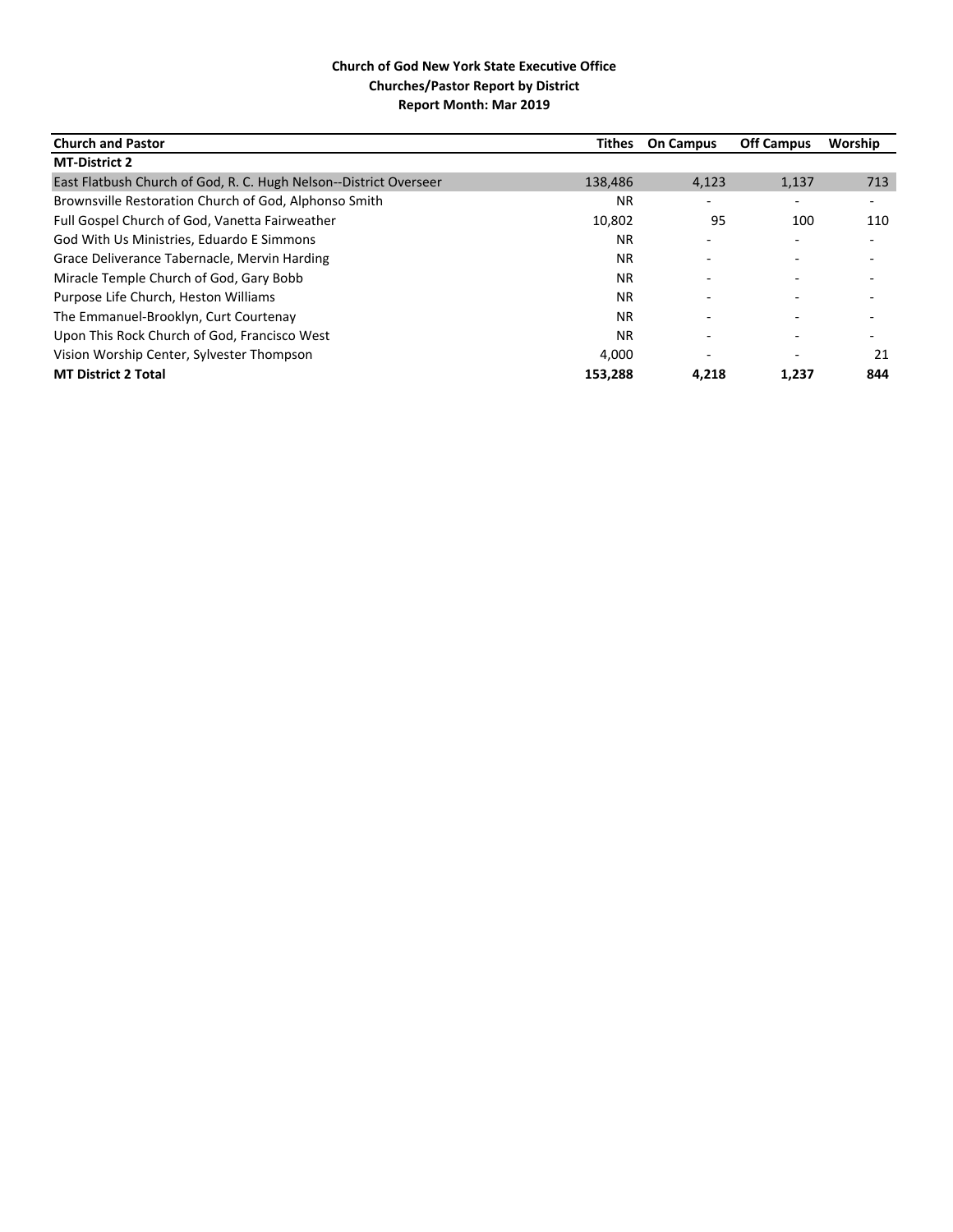**Church of God New York State Executive Office**
**Churches/Pastor Report by District**
**Report Month: Mar 2019**

| Church and Pastor | Tithes | On Campus | Off Campus | Worship |
|---|---|---|---|---|
| **MT-District 2** | | | | |
| East Flatbush Church of God, R. C. Hugh Nelson--District Overseer | 138,486 | 4,123 | 1,137 | 713 |
| Brownsville Restoration Church of God, Alphonso Smith | NR | - | - | - |
| Full Gospel Church of God, Vanetta Fairweather | 10,802 | 95 | 100 | 110 |
| God With Us Ministries, Eduardo E Simmons | NR | - | - | - |
| Grace Deliverance Tabernacle, Mervin Harding | NR | - | - | - |
| Miracle Temple Church of God, Gary Bobb | NR | - | - | - |
| Purpose Life Church, Heston Williams | NR | - | - | - |
| The Emmanuel-Brooklyn, Curt Courtenay | NR | - | - | - |
| Upon This Rock Church of God, Francisco West | NR | - | - | - |
| Vision Worship Center, Sylvester Thompson | 4,000 | - | - | 21 |
| **MT District 2 Total** | **153,288** | **4,218** | **1,237** | **844** |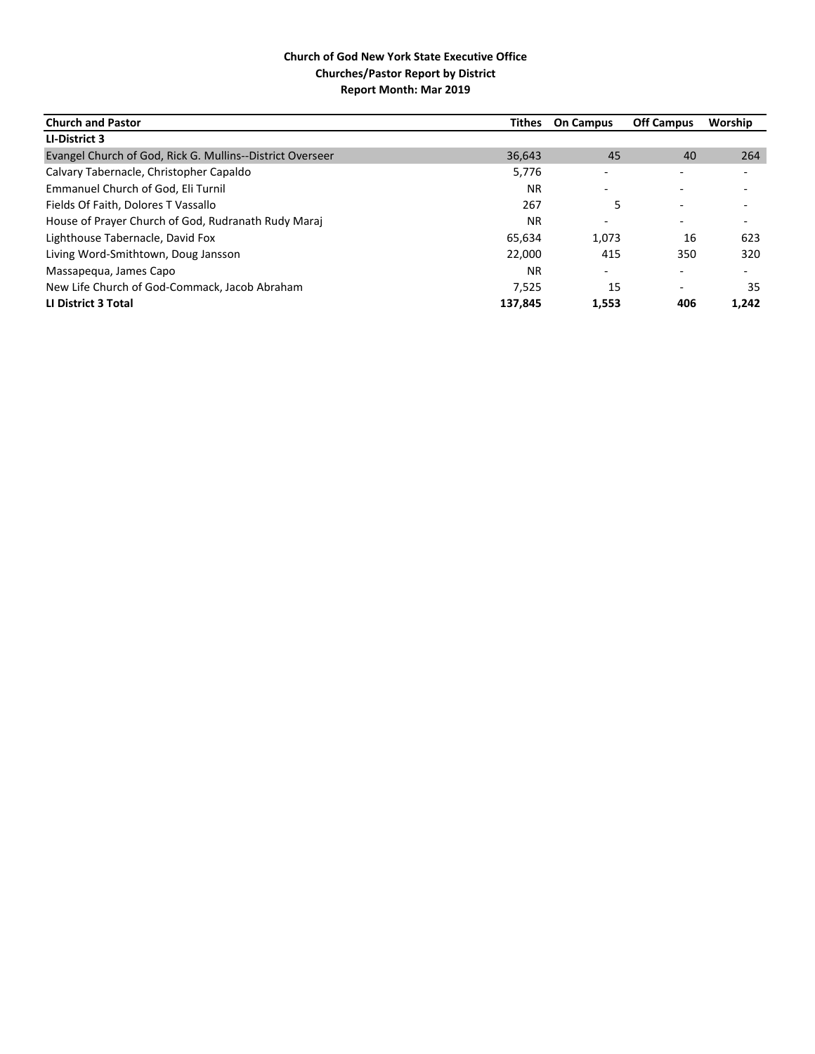**Church of God New York State Executive Office**
**Churches/Pastor Report by District**
**Report Month: Mar 2019**

| Church and Pastor | Tithes | On Campus | Off Campus | Worship |
|---|---|---|---|---|
| **LI-District 3** | | | | |
| Evangel Church of God, Rick G. Mullins--District Overseer | 36,643 | 45 | 40 | 264 |
| Calvary Tabernacle, Christopher Capaldo | 5,776 | - | - | - |
| Emmanuel Church of God, Eli Turnil | NR | - | - | - |
| Fields Of Faith, Dolores T Vassallo | 267 | 5 | - | - |
| House of Prayer Church of God, Rudranath Rudy Maraj | NR | - | - | - |
| Lighthouse Tabernacle, David Fox | 65,634 | 1,073 | 16 | 623 |
| Living Word-Smithtown, Doug Jansson | 22,000 | 415 | 350 | 320 |
| Massapequa, James Capo | NR | - | - | - |
| New Life Church of God-Commack, Jacob Abraham | 7,525 | 15 | - | 35 |
| **LI District 3 Total** | **137,845** | **1,553** | **406** | **1,242** |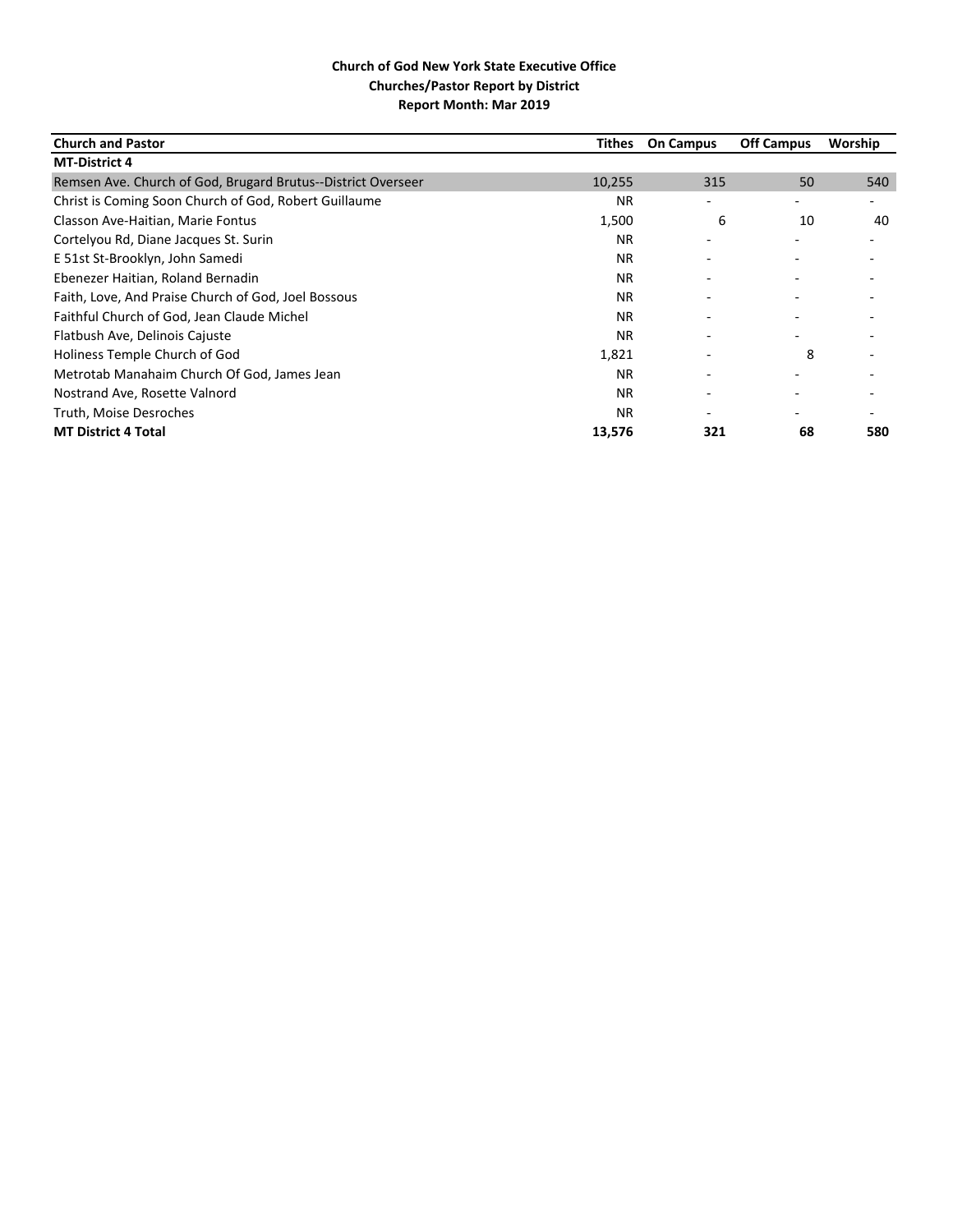**Church of God New York State Executive Office**
**Churches/Pastor Report by District**
**Report Month: Mar 2019**

| Church and Pastor | Tithes | On Campus | Off Campus | Worship |
|---|---|---|---|---|
| **MT-District 4** | | | | |
| Remsen Ave. Church of God, Brugard Brutus--District Overseer | 10,255 | 315 | 50 | 540 |
| Christ is Coming Soon Church of God, Robert Guillaume | NR | - | - | - |
| Classon Ave-Haitian, Marie Fontus | 1,500 | 6 | 10 | 40 |
| Cortelyou Rd, Diane Jacques St. Surin | NR | - | - | - |
| E 51st St-Brooklyn, John Samedi | NR | - | - | - |
| Ebenezer Haitian, Roland Bernadin | NR | - | - | - |
| Faith, Love, And Praise Church of God, Joel Bossous | NR | - | - | - |
| Faithful Church of God, Jean Claude Michel | NR | - | - | - |
| Flatbush Ave, Delinois Cajuste | NR | - | - | - |
| Holiness Temple Church of God | 1,821 | - | 8 | - |
| Metrotab Manahaim Church Of God, James Jean | NR | - | - | - |
| Nostrand Ave, Rosette Valnord | NR | - | - | - |
| Truth, Moise Desroches | NR | - | - | - |
| **MT District 4 Total** | **13,576** | **321** | **68** | **580** |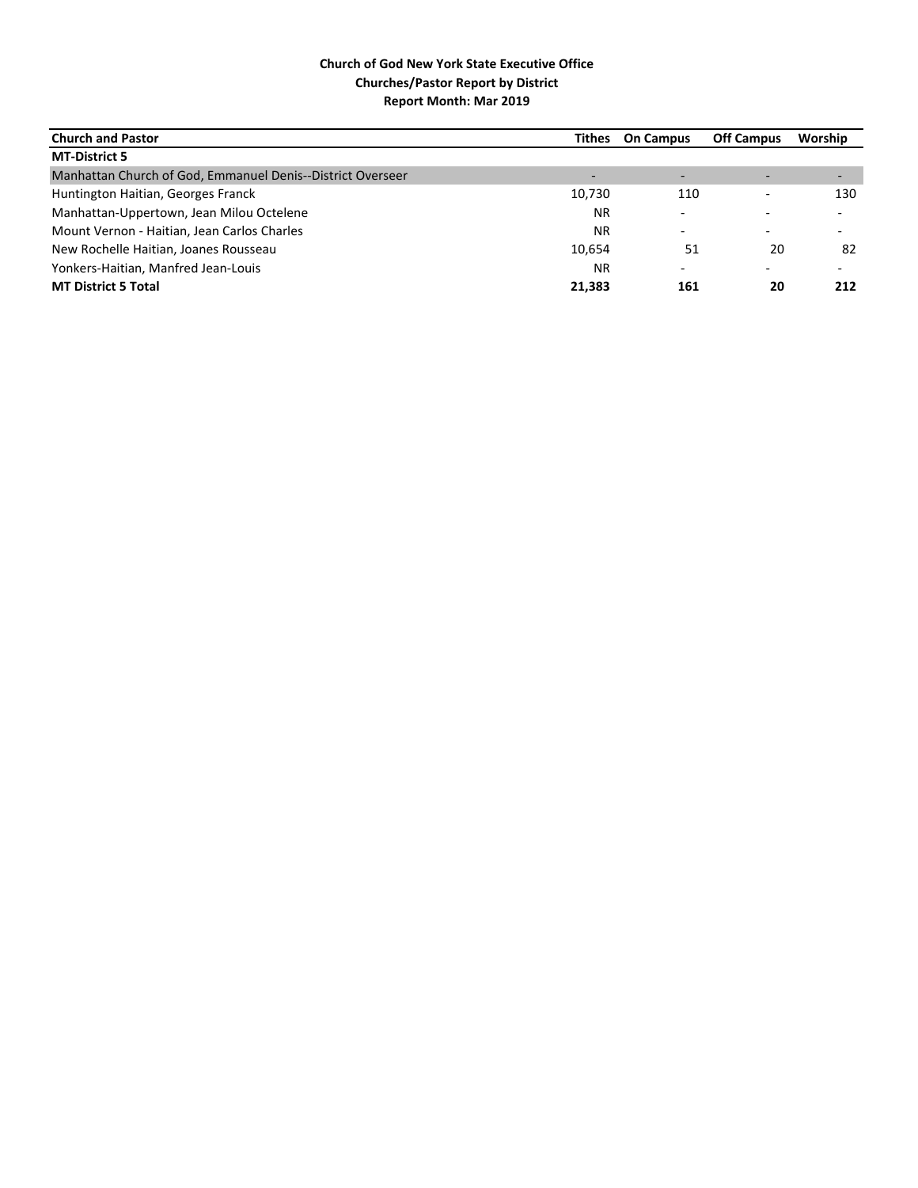**Church of God New York State Executive Office**
**Churches/Pastor Report by District**
**Report Month: Mar 2019**

| Church and Pastor | Tithes | On Campus | Off Campus | Worship |
|---|---|---|---|---|
| **MT-District 5** | | | | |
| Manhattan Church of God, Emmanuel Denis--District Overseer | - | - | - | - |
| Huntington Haitian, Georges Franck | 10,730 | 110 | - | 130 |
| Manhattan-Uppertown, Jean Milou Octelene | NR | - | - | - |
| Mount Vernon - Haitian, Jean Carlos Charles | NR | - | - | - |
| New Rochelle Haitian, Joanes Rousseau | 10,654 | 51 | 20 | 82 |
| Yonkers-Haitian, Manfred Jean-Louis | NR | - | - | - |
| **MT District 5 Total** | **21,383** | **161** | **20** | **212** |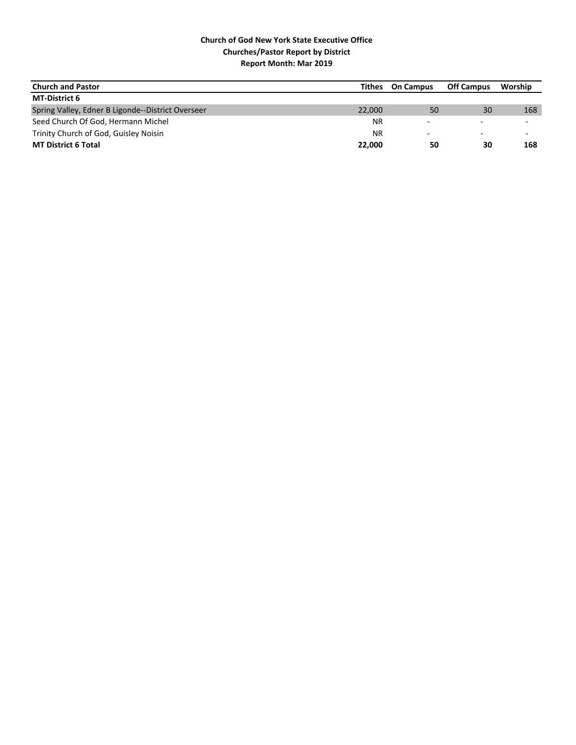**Church of God New York State Executive Office**
**Churches/Pastor Report by District**
**Report Month: Mar 2019**

| Church and Pastor | Tithes | On Campus | Off Campus | Worship |
|---|---|---|---|---|
| **MT-District 6** | | | | |
| Spring Valley, Edner B Ligonde--District Overseer | 22,000 | 50 | 30 | 168 |
| Seed Church Of God, Hermann Michel | NR | - | - | - |
| Trinity Church of God, Guisley Noisin | NR | - | - | - |
| **MT District 6 Total** | **22,000** | **50** | **30** | **168** |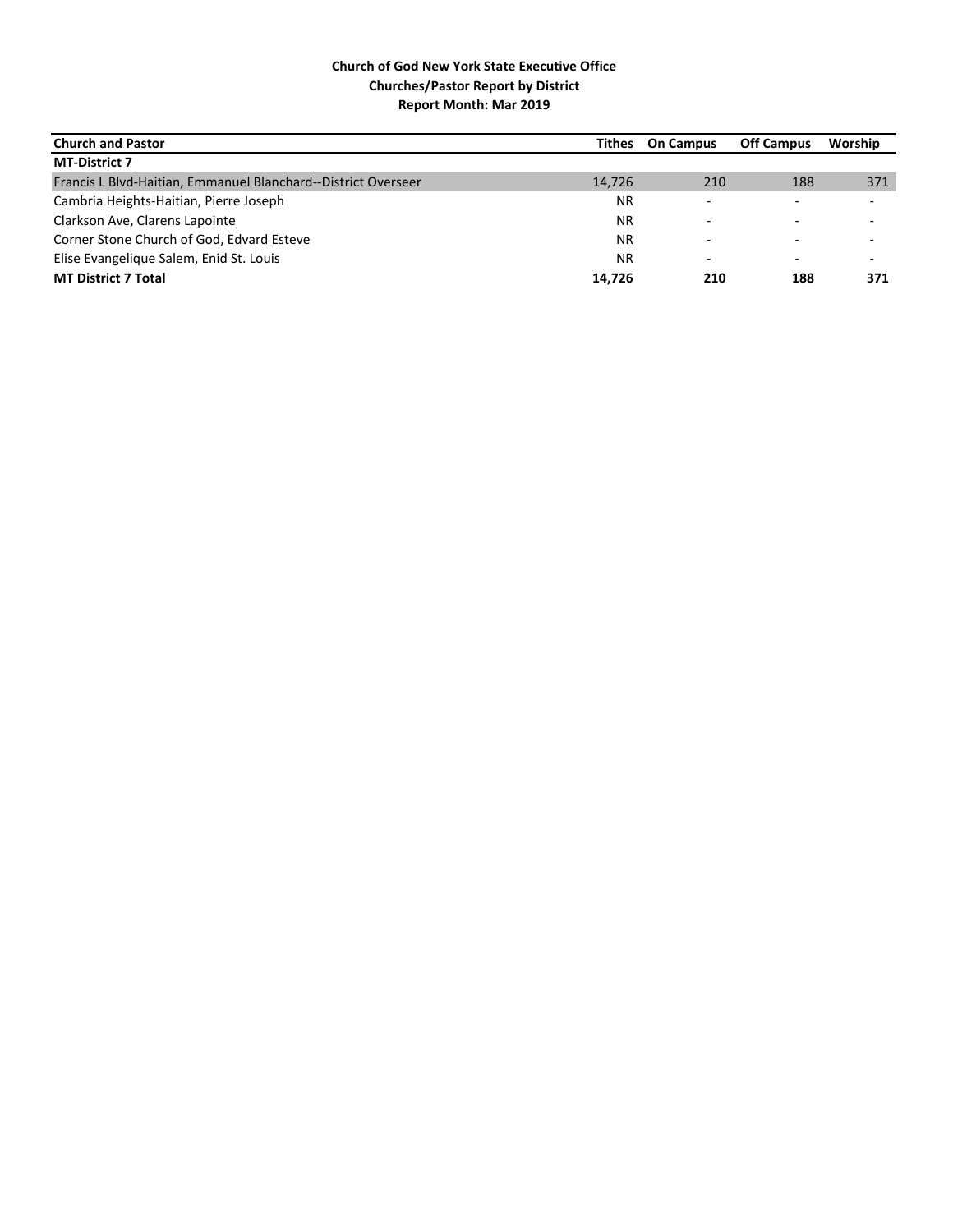**Church of God New York State Executive Office**
**Churches/Pastor Report by District**
**Report Month: Mar 2019**

| Church and Pastor | Tithes | On Campus | Off Campus | Worship |
|---|---|---|---|---|
| **MT-District 7** | | | | |
| Francis L Blvd-Haitian, Emmanuel Blanchard--District Overseer | 14,726 | 210 | 188 | 371 |
| Cambria Heights-Haitian, Pierre Joseph | NR | - | - | - |
| Clarkson Ave, Clarens Lapointe | NR | - | - | - |
| Corner Stone Church of God, Edvard Esteve | NR | - | - | - |
| Elise Evangelique Salem, Enid St. Louis | NR | - | - | - |
| **MT District 7 Total** | **14,726** | **210** | **188** | **371** |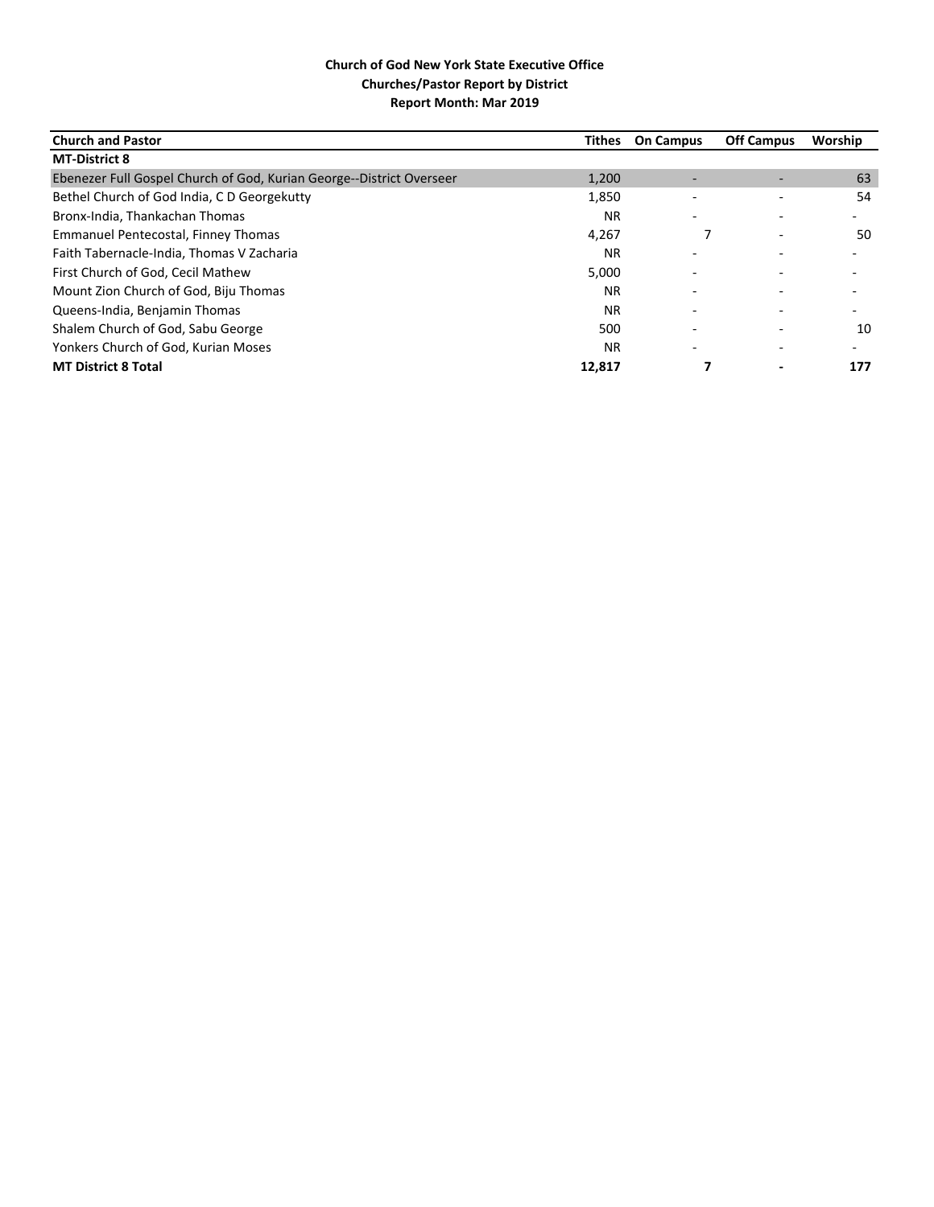**Church of God New York State Executive Office**
**Churches/Pastor Report by District**
**Report Month: Mar 2019**

| Church and Pastor | Tithes | On Campus | Off Campus | Worship |
|---|---|---|---|---|
| **MT-District 8** | | | | |
| Ebenezer Full Gospel Church of God, Kurian George--District Overseer | 1,200 | - | - | 63 |
| Bethel Church of God India, C D Georgekutty | 1,850 | - | - | 54 |
| Bronx-India, Thankachan Thomas | NR | - | - | - |
| Emmanuel Pentecostal, Finney Thomas | 4,267 | 7 | - | 50 |
| Faith Tabernacle-India, Thomas V Zacharia | NR | - | - | - |
| First Church of God, Cecil Mathew | 5,000 | - | - | - |
| Mount Zion Church of God, Biju Thomas | NR | - | - | - |
| Queens-India, Benjamin Thomas | NR | - | - | - |
| Shalem Church of God, Sabu George | 500 | - | - | 10 |
| Yonkers Church of God, Kurian Moses | NR | - | - | - |
| **MT District 8 Total** | **12,817** | **7** | **-** | **177** |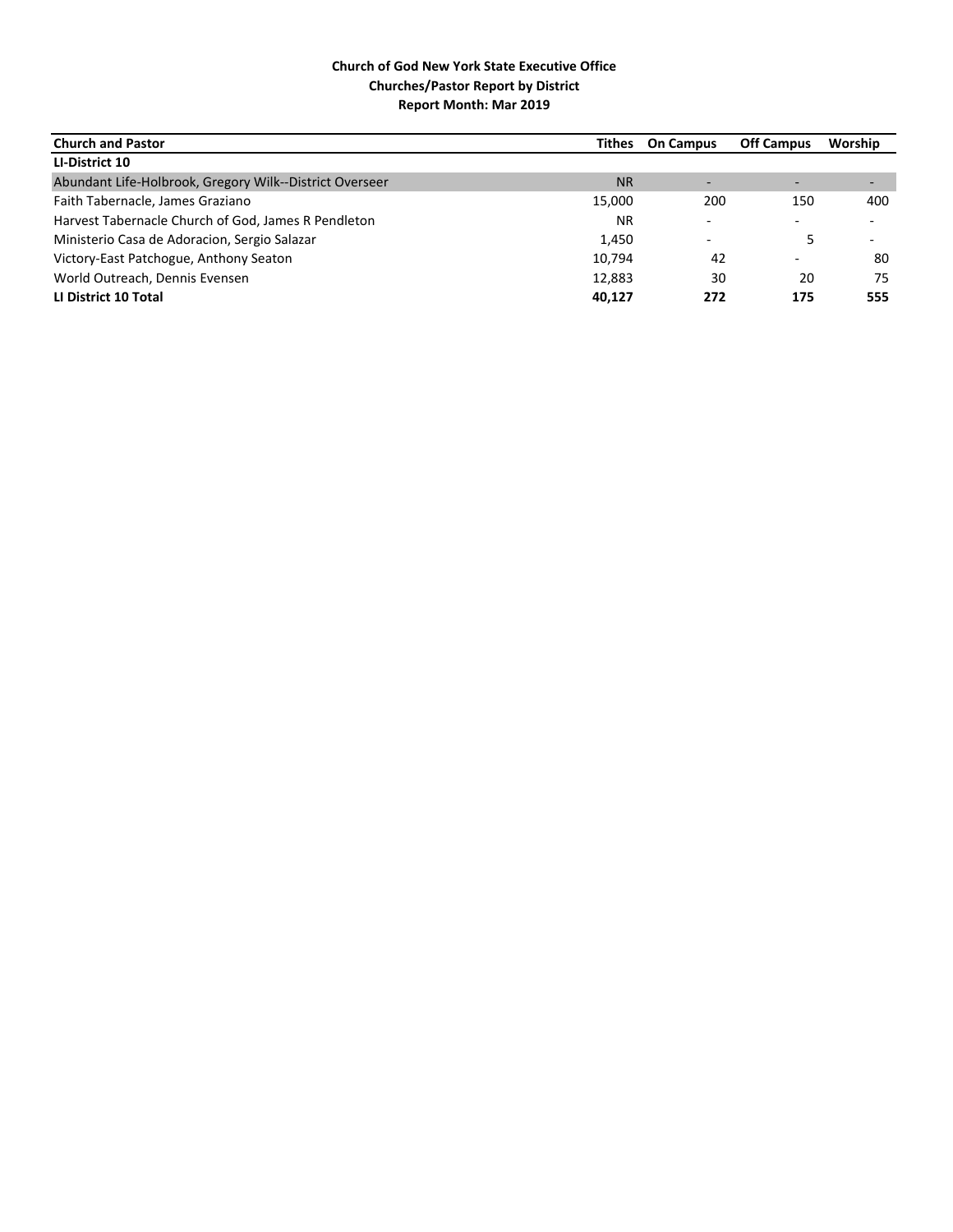**Church of God New York State Executive Office**
**Churches/Pastor Report by District**
**Report Month: Mar 2019**

| Church and Pastor | Tithes | On Campus | Off Campus | Worship |
|---|---|---|---|---|
| **LI-District 10** | | | | |
| Abundant Life-Holbrook, Gregory Wilk--District Overseer | NR | - | - | - |
| Faith Tabernacle, James Graziano | 15,000 | 200 | 150 | 400 |
| Harvest Tabernacle Church of God, James R Pendleton | NR | - | - | - |
| Ministerio Casa de Adoracion, Sergio Salazar | 1,450 | - | 5 | - |
| Victory-East Patchogue, Anthony Seaton | 10,794 | 42 | - | 80 |
| World Outreach, Dennis Evensen | 12,883 | 30 | 20 | 75 |
| **LI District 10 Total** | **40,127** | **272** | **175** | **555** |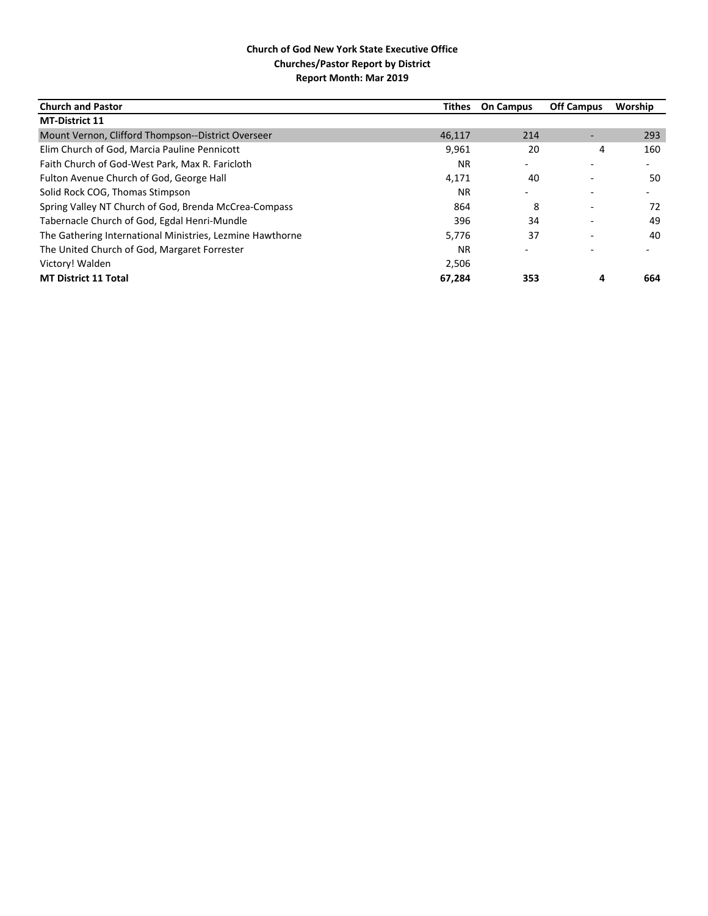**Church of God New York State Executive Office**
**Churches/Pastor Report by District**
**Report Month: Mar 2019**

| Church and Pastor | Tithes | On Campus | Off Campus | Worship |
|---|---|---|---|---|
| **MT-District 11** | | | | |
| Mount Vernon, Clifford Thompson--District Overseer | 46,117 | 214 | - | 293 |
| Elim Church of God, Marcia Pauline Pennicott | 9,961 | 20 | 4 | 160 |
| Faith Church of God-West Park, Max R. Faricloth | NR | - | - | - |
| Fulton Avenue Church of God, George Hall | 4,171 | 40 | - | 50 |
| Solid Rock COG, Thomas Stimpson | NR | - | - | - |
| Spring Valley NT Church of God, Brenda McCrea-Compass | 864 | 8 | - | 72 |
| Tabernacle Church of God, Egdal Henri-Mundle | 396 | 34 | - | 49 |
| The Gathering International Ministries, Lezmine Hawthorne | 5,776 | 37 | - | 40 |
| The United Church of God, Margaret Forrester | NR | - | - | - |
| Victory! Walden | 2,506 | | | |
| **MT District 11 Total** | **67,284** | **353** | **4** | **664** |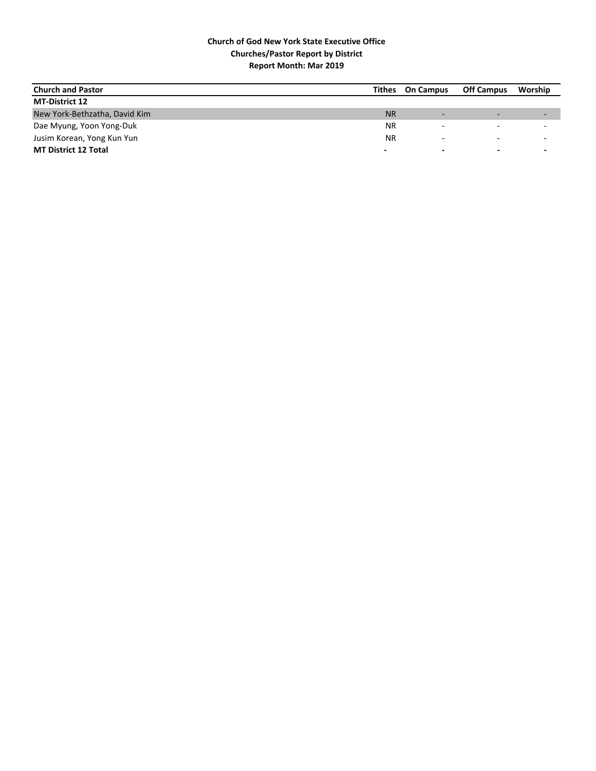**Church of God New York State Executive Office**
**Churches/Pastor Report by District**
**Report Month: Mar 2019**

| Church and Pastor | Tithes | On Campus | Off Campus | Worship |
|---|---|---|---|---|
| **MT-District 12** | | | | |
| New York-Bethzatha, David Kim | NR | - | - | - |
| Dae Myung, Yoon Yong-Duk | NR | - | - | - |
| Jusim Korean, Yong Kun Yun | NR | - | - | - |
| **MT District 12 Total** | **-** | **-** | **-** | **-** |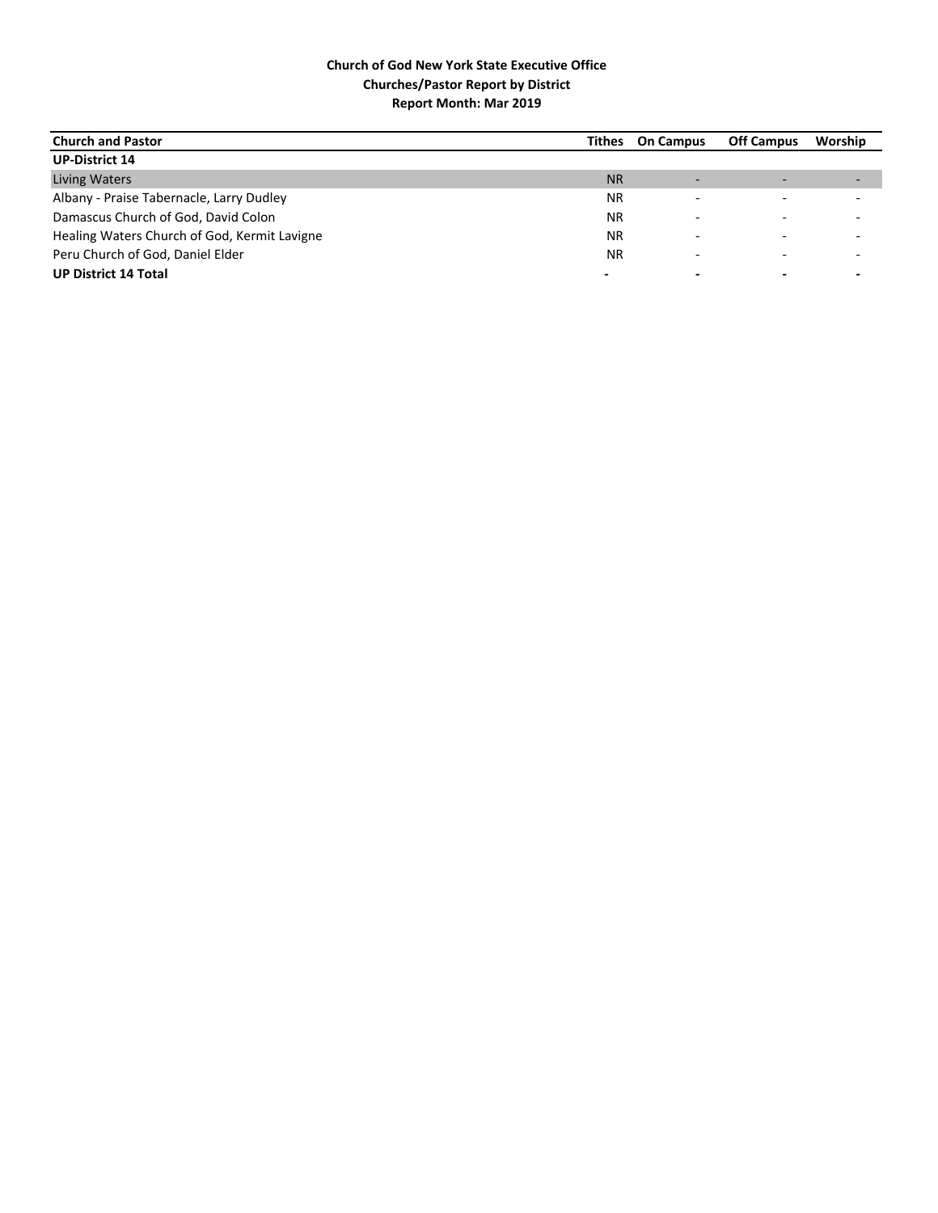**Church of God New York State Executive Office**
**Churches/Pastor Report by District**
**Report Month: Mar 2019**

| Church and Pastor | Tithes | On Campus | Off Campus | Worship |
|---|---|---|---|---|
| **UP-District 14** | | | | |
| Living Waters | NR | - | - | - |
| Albany - Praise Tabernacle, Larry Dudley | NR | - | - | - |
| Damascus Church of God, David Colon | NR | - | - | - |
| Healing Waters Church of God, Kermit Lavigne | NR | - | - | - |
| Peru Church of God, Daniel Elder | NR | - | - | - |
| **UP District 14 Total** | **-** | **-** | **-** | **-** |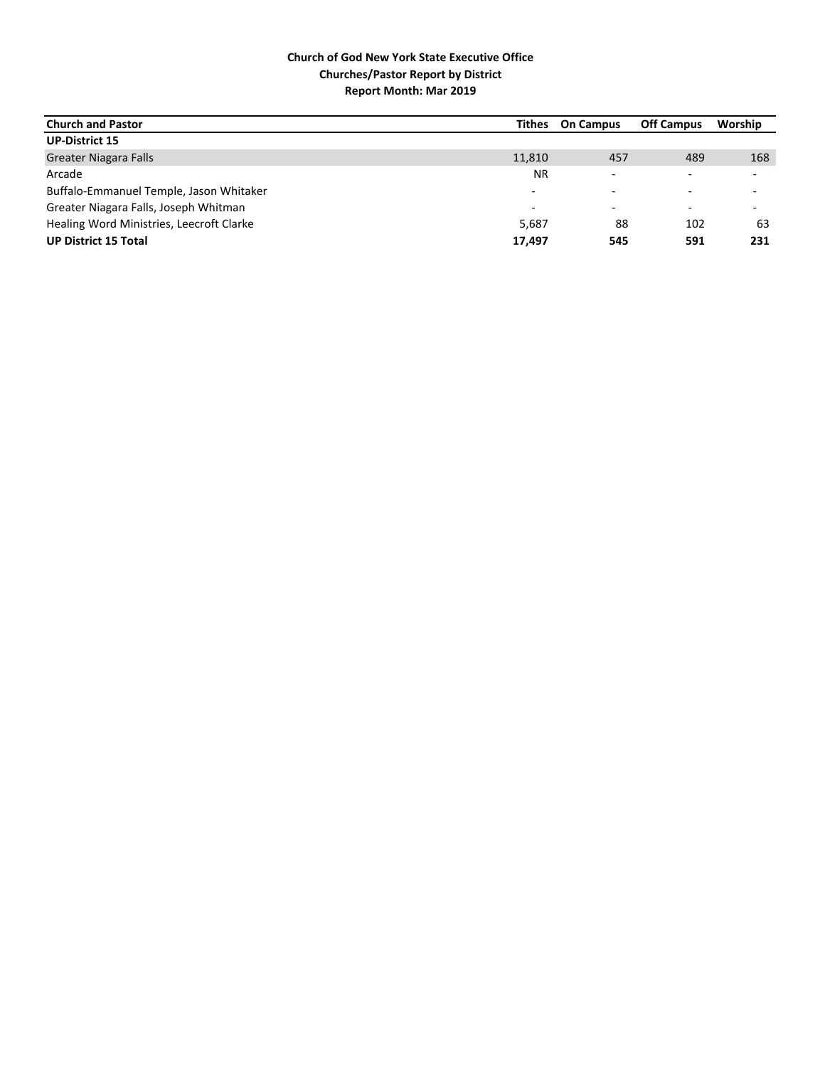**Church of God New York State Executive Office**
**Churches/Pastor Report by District**
**Report Month: Mar 2019**

| Church and Pastor | Tithes | On Campus | Off Campus | Worship |
|---|---|---|---|---|
| **UP-District 15** | | | | |
| Greater Niagara Falls | 11,810 | 457 | 489 | 168 |
| Arcade | NR | - | - | - |
| Buffalo-Emmanuel Temple, Jason Whitaker | - | - | - | - |
| Greater Niagara Falls, Joseph Whitman | - | - | - | - |
| Healing Word Ministries, Leecroft Clarke | 5,687 | 88 | 102 | 63 |
| **UP District 15 Total** | **17,497** | **545** | **591** | **231** |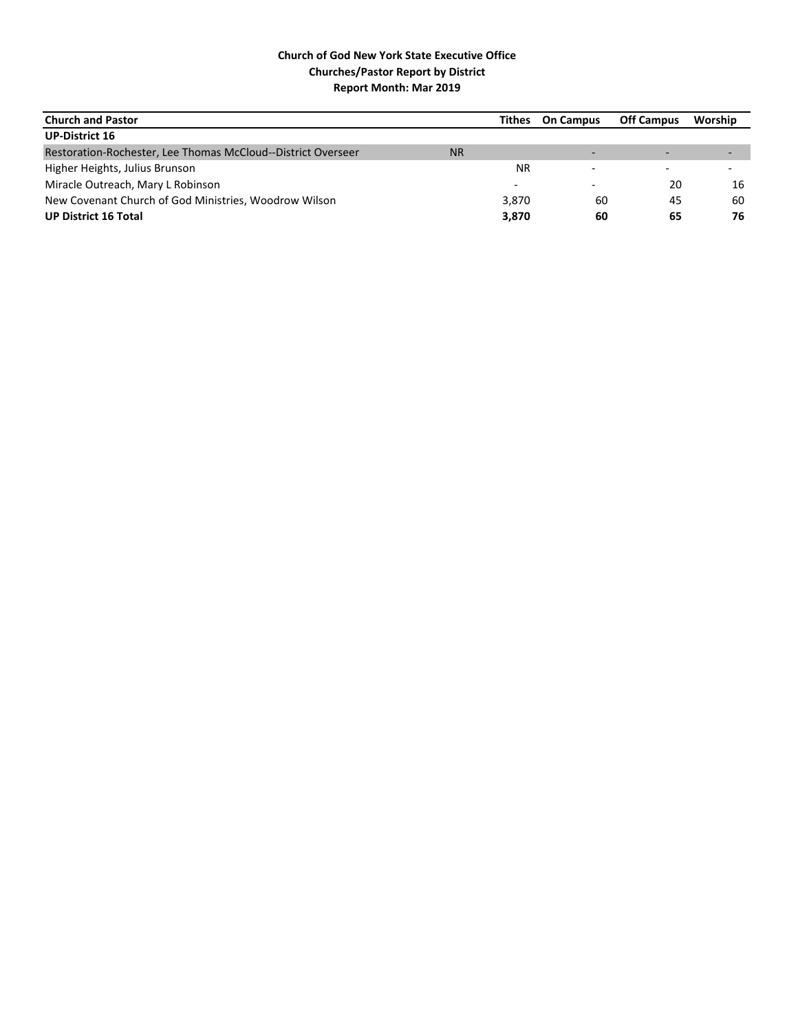**Church of God New York State Executive Office**
**Churches/Pastor Report by District**
**Report Month: Mar 2019**

| Church and Pastor | | Tithes | On Campus | Off Campus | Worship |
|---|---|---|---|---|---|
| **UP-District 16** | | | | | |
| Restoration-Rochester, Lee Thomas McCloud--District Overseer | NR | | - | - | - |
| Higher Heights, Julius Brunson | | NR | - | - | - |
| Miracle Outreach, Mary L Robinson | | - | - | 20 | 16 |
| New Covenant Church of God Ministries, Woodrow Wilson | | 3,870 | 60 | 45 | 60 |
| **UP District 16 Total** | | **3,870** | **60** | **65** | **76** |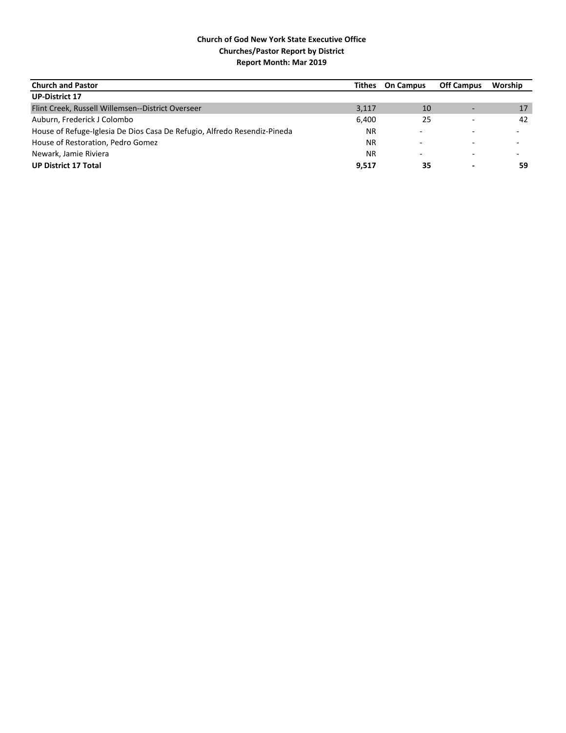**Church of God New York State Executive Office**
**Churches/Pastor Report by District**
**Report Month: Mar 2019**

| Church and Pastor | Tithes | On Campus | Off Campus | Worship |
|---|---|---|---|---|
| **UP-District 17** | | | | |
| Flint Creek, Russell Willemsen--District Overseer | 3,117 | 10 | - | 17 |
| Auburn, Frederick J Colombo | 6,400 | 25 | - | 42 |
| House of Refuge-Iglesia De Dios Casa De Refugio, Alfredo Resendiz-Pineda | NR | - | - | - |
| House of Restoration, Pedro Gomez | NR | - | - | - |
| Newark, Jamie Riviera | NR | - | - | - |
| **UP District 17 Total** | **9,517** | **35** | **-** | **59** |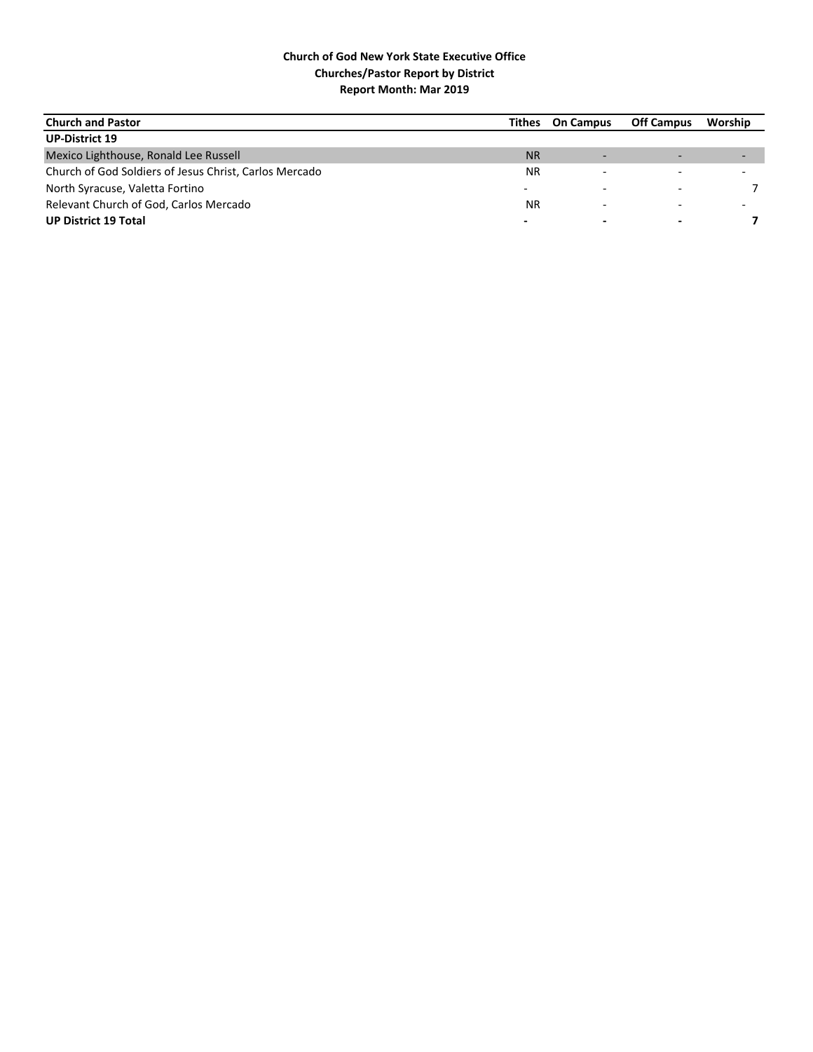**Church of God New York State Executive Office**
**Churches/Pastor Report by District**
**Report Month: Mar 2019**

| Church and Pastor | Tithes | On Campus | Off Campus | Worship |
|---|---|---|---|---|
| **UP-District 19** | | | | |
| Mexico Lighthouse, Ronald Lee Russell | NR | - | - | - |
| Church of God Soldiers of Jesus Christ, Carlos Mercado | NR | - | - | - |
| North Syracuse, Valetta Fortino | - | - | - | 7 |
| Relevant Church of God, Carlos Mercado | NR | - | - | - |
| **UP District 19 Total** | **-** | **-** | **-** | **7** |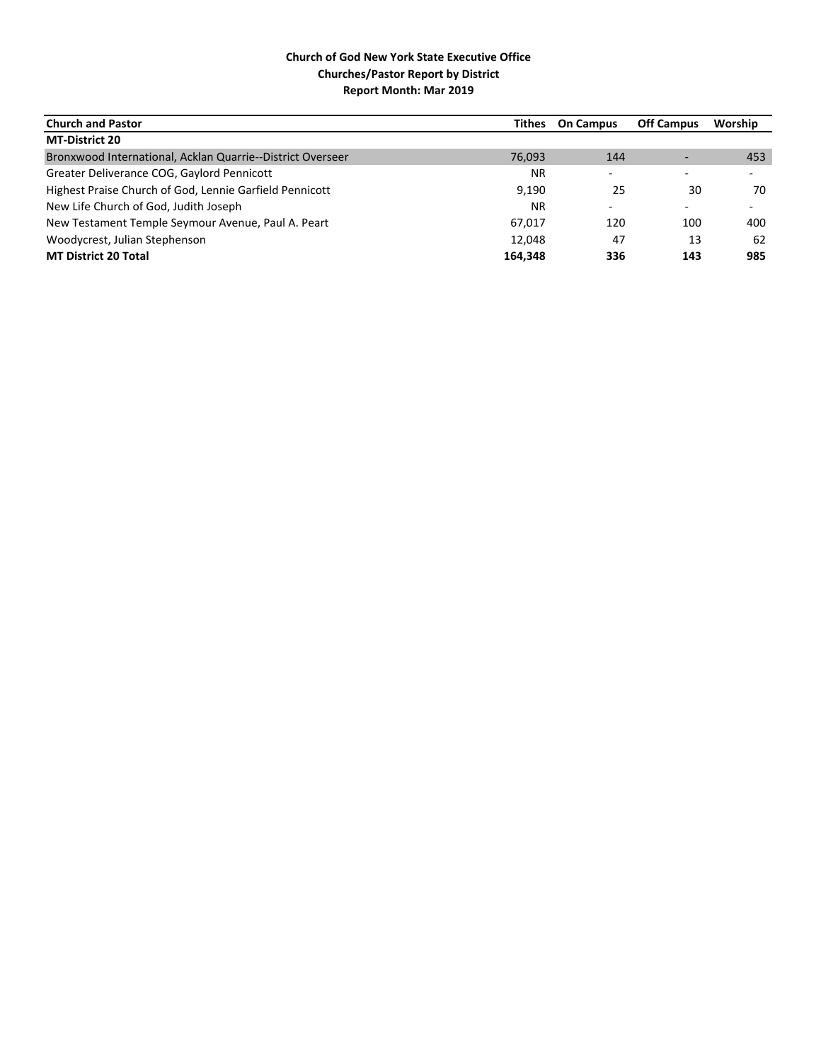**Church of God New York State Executive Office**
**Churches/Pastor Report by District**
**Report Month: Mar 2019**

| Church and Pastor | Tithes | On Campus | Off Campus | Worship |
|---|---|---|---|---|
| **MT-District 20** | | | | |
| Bronxwood International, Acklan Quarrie--District Overseer | 76,093 | 144 | - | 453 |
| Greater Deliverance COG, Gaylord Pennicott | NR | - | - | - |
| Highest Praise Church of God, Lennie Garfield Pennicott | 9,190 | 25 | 30 | 70 |
| New Life Church of God, Judith Joseph | NR | - | - | - |
| New Testament Temple Seymour Avenue, Paul A. Peart | 67,017 | 120 | 100 | 400 |
| Woodycrest, Julian Stephenson | 12,048 | 47 | 13 | 62 |
| **MT District 20 Total** | **164,348** | **336** | **143** | **985** |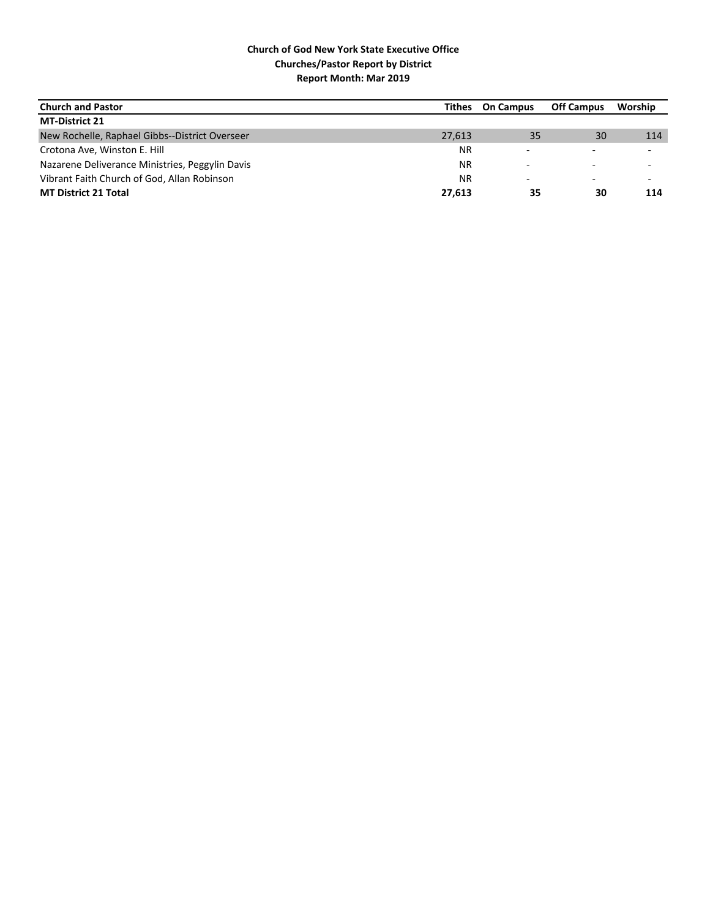**Church of God New York State Executive Office**
**Churches/Pastor Report by District**
**Report Month: Mar 2019**

| Church and Pastor | Tithes | On Campus | Off Campus | Worship |
|---|---|---|---|---|
| **MT-District 21** | | | | |
| New Rochelle, Raphael Gibbs--District Overseer | 27,613 | 35 | 30 | 114 |
| Crotona Ave, Winston E. Hill | NR | - | - | - |
| Nazarene Deliverance Ministries, Peggylin Davis | NR | - | - | - |
| Vibrant Faith Church of God, Allan Robinson | NR | - | - | - |
| **MT District 21 Total** | **27,613** | **35** | **30** | **114** |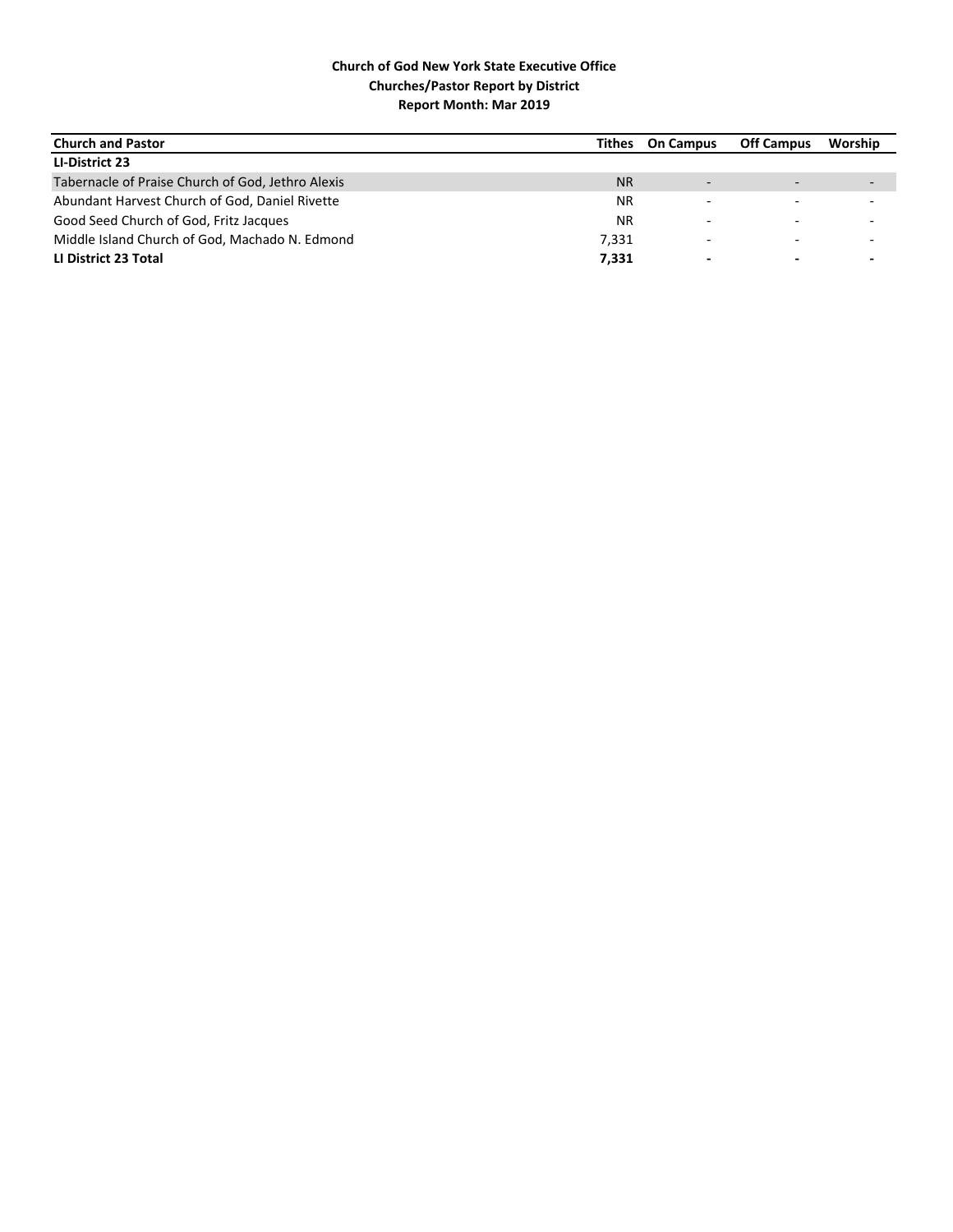**Church of God New York State Executive Office**
**Churches/Pastor Report by District**
**Report Month: Mar 2019**

| Church and Pastor | Tithes | On Campus | Off Campus | Worship |
|---|---|---|---|---|
| **LI-District 23** | | | | |
| Tabernacle of Praise Church of God, Jethro Alexis | NR | - | - | - |
| Abundant Harvest Church of God, Daniel Rivette | NR | - | - | - |
| Good Seed Church of God, Fritz Jacques | NR | - | - | - |
| Middle Island Church of God, Machado N. Edmond | 7,331 | - | - | - |
| **LI District 23 Total** | **7,331** | **-** | **-** | **-** |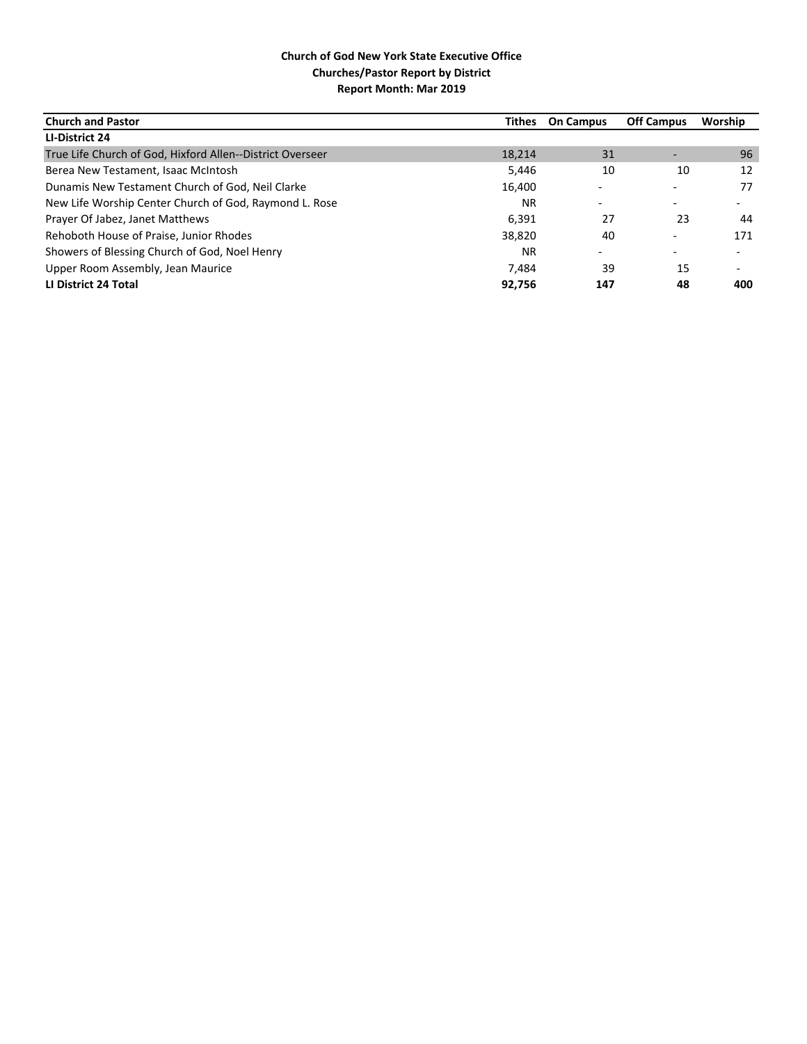**Church of God New York State Executive Office**
**Churches/Pastor Report by District**
**Report Month: Mar 2019**

| Church and Pastor | Tithes | On Campus | Off Campus | Worship |
|---|---|---|---|---|
| **LI-District 24** | | | | |
| True Life Church of God, Hixford Allen--District Overseer | 18,214 | 31 | - | 96 |
| Berea New Testament, Isaac McIntosh | 5,446 | 10 | 10 | 12 |
| Dunamis New Testament Church of God, Neil Clarke | 16,400 | - | - | 77 |
| New Life Worship Center Church of God, Raymond L. Rose | NR | - | - | - |
| Prayer Of Jabez, Janet Matthews | 6,391 | 27 | 23 | 44 |
| Rehoboth House of Praise, Junior Rhodes | 38,820 | 40 | - | 171 |
| Showers of Blessing Church of God, Noel Henry | NR | - | - | - |
| Upper Room Assembly, Jean Maurice | 7,484 | 39 | 15 | - |
| **LI District 24 Total** | **92,756** | **147** | **48** | **400** |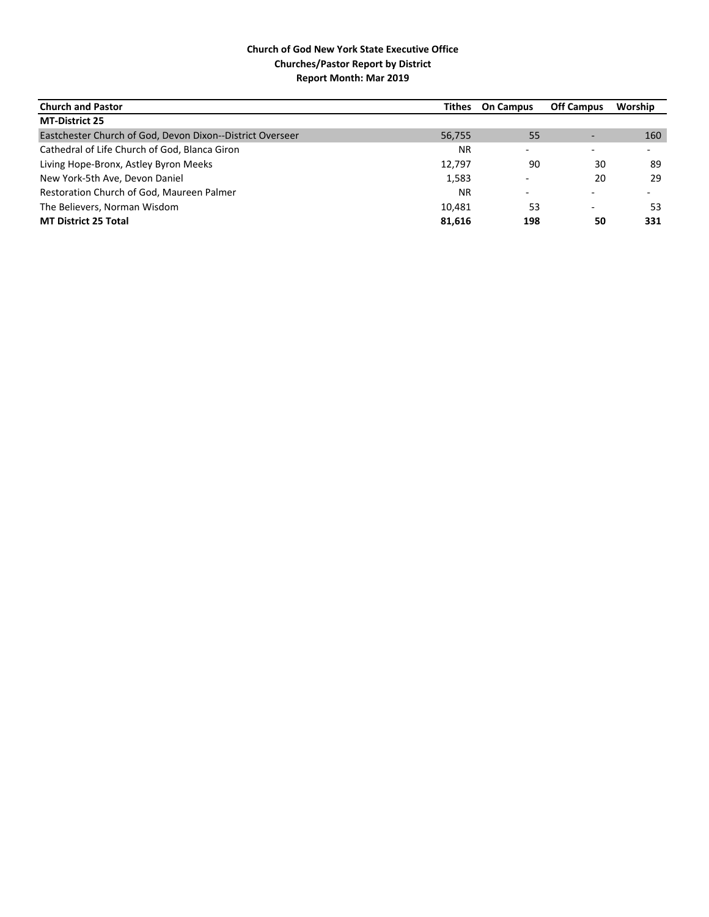**Church of God New York State Executive Office**
**Churches/Pastor Report by District**
**Report Month: Mar 2019**

| Church and Pastor | Tithes | On Campus | Off Campus | Worship |
|---|---|---|---|---|
| **MT-District 25** | | | | |
| Eastchester Church of God, Devon Dixon--District Overseer | 56,755 | 55 | - | 160 |
| Cathedral of Life Church of God, Blanca Giron | NR | - | - | - |
| Living Hope-Bronx, Astley Byron Meeks | 12,797 | 90 | 30 | 89 |
| New York-5th Ave, Devon Daniel | 1,583 | - | 20 | 29 |
| Restoration Church of God, Maureen Palmer | NR | - | - | - |
| The Believers, Norman Wisdom | 10,481 | 53 | - | 53 |
| **MT District 25 Total** | **81,616** | **198** | **50** | **331** |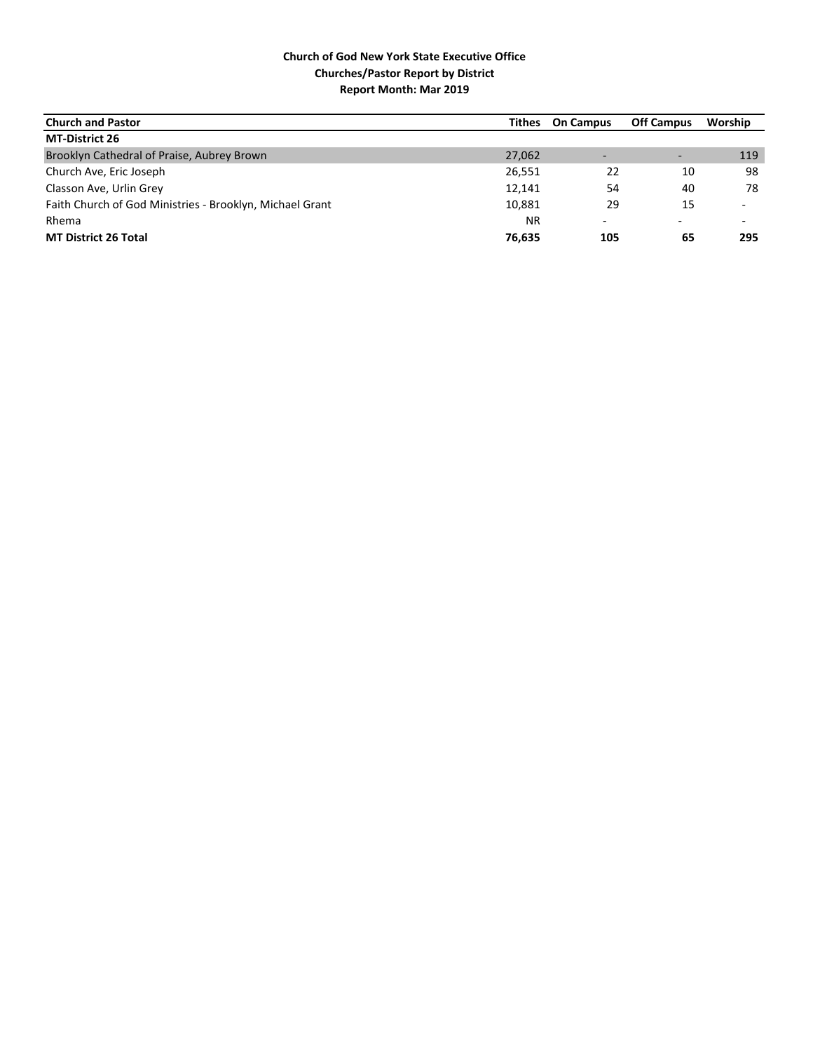**Church of God New York State Executive Office**
**Churches/Pastor Report by District**
**Report Month: Mar 2019**

| Church and Pastor | Tithes | On Campus | Off Campus | Worship |
|---|---|---|---|---|
| **MT-District 26** | | | | |
| Brooklyn Cathedral of Praise, Aubrey Brown | 27,062 | - | - | 119 |
| Church Ave, Eric Joseph | 26,551 | 22 | 10 | 98 |
| Classon Ave, Urlin Grey | 12,141 | 54 | 40 | 78 |
| Faith Church of God Ministries - Brooklyn, Michael Grant | 10,881 | 29 | 15 | - |
| Rhema | NR | - | - | - |
| **MT District 26 Total** | **76,635** | **105** | **65** | **295** |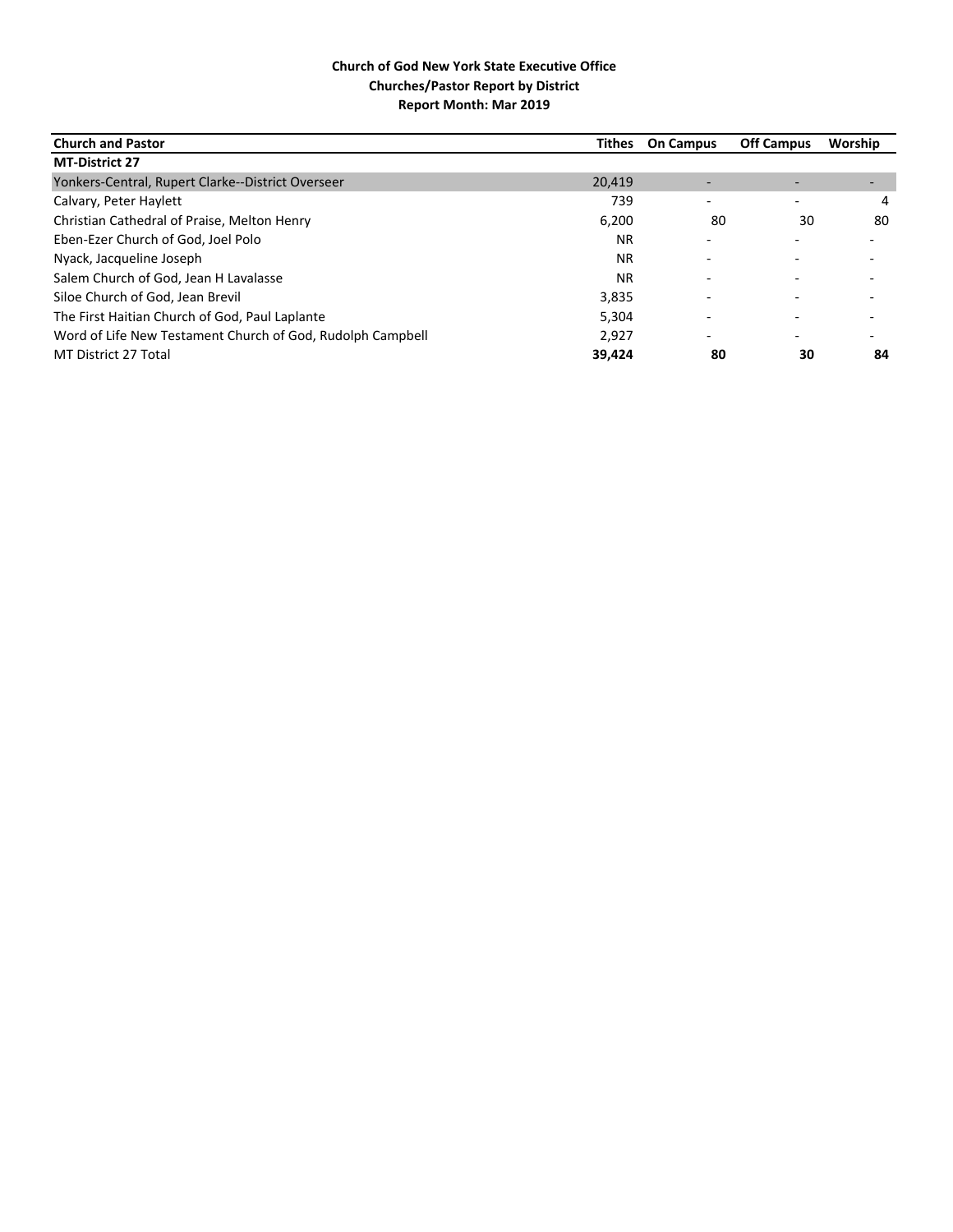**Church of God New York State Executive Office**
**Churches/Pastor Report by District**
**Report Month: Mar 2019**

| Church and Pastor | Tithes | On Campus | Off Campus | Worship |
|---|---|---|---|---|
| **MT-District 27** | | | | |
| Yonkers-Central, Rupert Clarke--District Overseer | 20,419 | - | - | - |
| Calvary, Peter Haylett | 739 | - | - | 4 |
| Christian Cathedral of Praise, Melton Henry | 6,200 | 80 | 30 | 80 |
| Eben-Ezer Church of God, Joel Polo | NR | - | - | - |
| Nyack, Jacqueline Joseph | NR | - | - | - |
| Salem Church of God, Jean H Lavalasse | NR | - | - | - |
| Siloe Church of God, Jean Brevil | 3,835 | - | - | - |
| The First Haitian Church of God, Paul Laplante | 5,304 | - | - | - |
| Word of Life New Testament Church of God, Rudolph Campbell | 2,927 | - | - | - |
| MT District 27 Total | **39,424** | **80** | **30** | **84** |